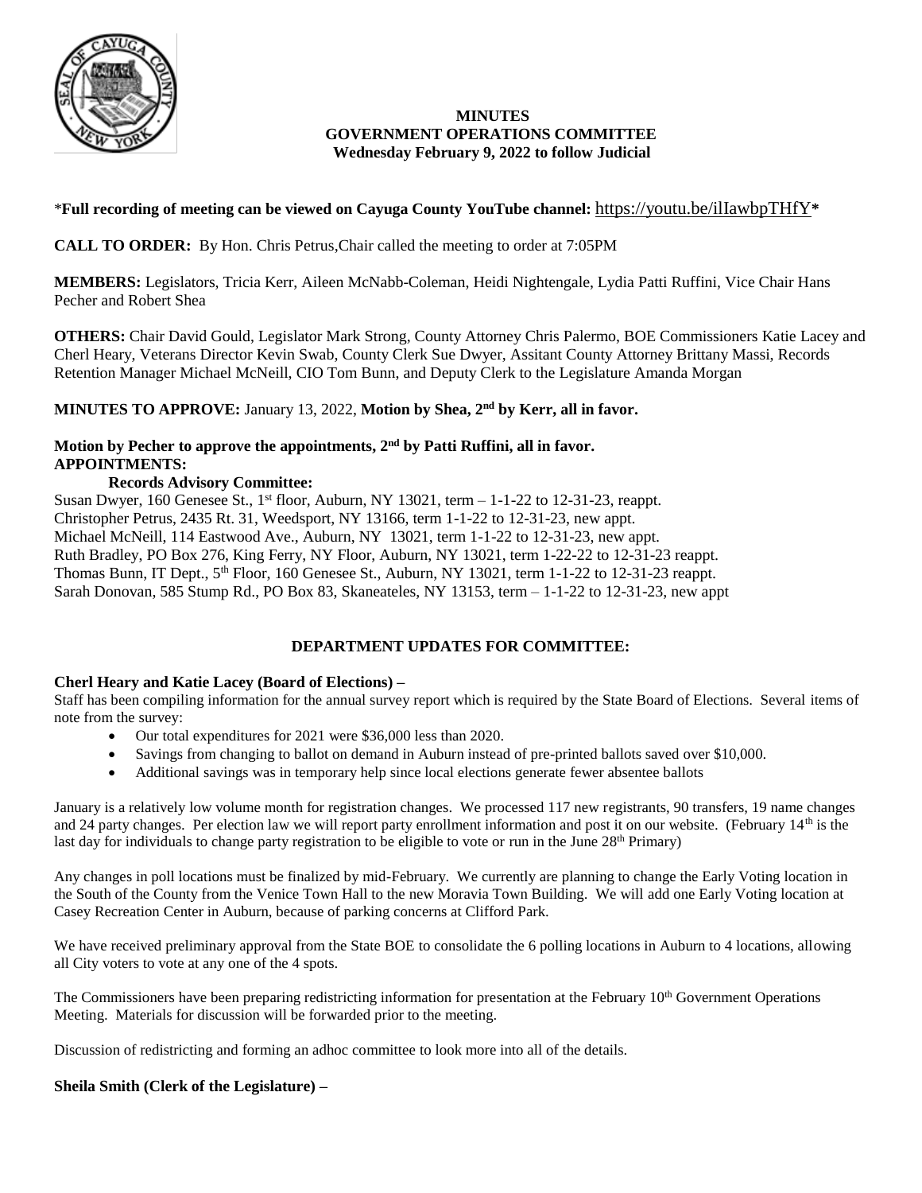# MINUTES
## GOVERNMENT OPERATIONS COMMITTEE
### Wednesday February 9, 2022 to follow Judicial

\***Full recording of meeting can be viewed on Cayuga County YouTube channel:** https://youtu.be/ilIawbpTHfY**\***

**CALL TO ORDER:** By Hon. Chris Petrus,Chair called the meeting to order at 7:05PM

**MEMBERS:** Legislators, Tricia Kerr, Aileen McNabb-Coleman, Heidi Nightengale, Lydia Patti Ruffini, Vice Chair Hans Pecher and Robert Shea

**OTHERS:** Chair David Gould, Legislator Mark Strong, County Attorney Chris Palermo, BOE Commissioners Katie Lacey and Cherl Heary, Veterans Director Kevin Swab, County Clerk Sue Dwyer, Assitant County Attorney Brittany Massi, Records Retention Manager Michael McNeill, CIO Tom Bunn, and Deputy Clerk to the Legislature Amanda Morgan

**MINUTES TO APPROVE:** January 13, 2022, **Motion by Shea, 2nd by Kerr, all in favor.**

**Motion by Pecher to approve the appointments, 2nd by Patti Ruffini, all in favor.**
**APPOINTMENTS:**

**Records Advisory Committee:**

Susan Dwyer, 160 Genesee St., 1st floor, Auburn, NY 13021, term – 1-1-22 to 12-31-23, reappt.
Christopher Petrus, 2435 Rt. 31, Weedsport, NY 13166, term 1-1-22 to 12-31-23, new appt.
Michael McNeill, 114 Eastwood Ave., Auburn, NY 13021, term 1-1-22 to 12-31-23, new appt.
Ruth Bradley, PO Box 276, King Ferry, NY Floor, Auburn, NY 13021, term 1-22-22 to 12-31-23 reappt.
Thomas Bunn, IT Dept., 5th Floor, 160 Genesee St., Auburn, NY 13021, term 1-1-22 to 12-31-23 reappt.
Sarah Donovan, 585 Stump Rd., PO Box 83, Skaneateles, NY 13153, term – 1-1-22 to 12-31-23, new appt

## DEPARTMENT UPDATES FOR COMMITTEE:

**Cherl Heary and Katie Lacey (Board of Elections) –**

Staff has been compiling information for the annual survey report which is required by the State Board of Elections. Several items of note from the survey:

- Our total expenditures for 2021 were $36,000 less than 2020.
- Savings from changing to ballot on demand in Auburn instead of pre-printed ballots saved over $10,000.
- Additional savings was in temporary help since local elections generate fewer absentee ballots

January is a relatively low volume month for registration changes. We processed 117 new registrants, 90 transfers, 19 name changes and 24 party changes. Per election law we will report party enrollment information and post it on our website. (February 14th is the last day for individuals to change party registration to be eligible to vote or run in the June 28th Primary)

Any changes in poll locations must be finalized by mid-February. We currently are planning to change the Early Voting location in the South of the County from the Venice Town Hall to the new Moravia Town Building. We will add one Early Voting location at Casey Recreation Center in Auburn, because of parking concerns at Clifford Park.

We have received preliminary approval from the State BOE to consolidate the 6 polling locations in Auburn to 4 locations, allowing all City voters to vote at any one of the 4 spots.

The Commissioners have been preparing redistricting information for presentation at the February 10th Government Operations Meeting. Materials for discussion will be forwarded prior to the meeting.

Discussion of redistricting and forming an adhoc committee to look more into all of the details.

**Sheila Smith (Clerk of the Legislature) –**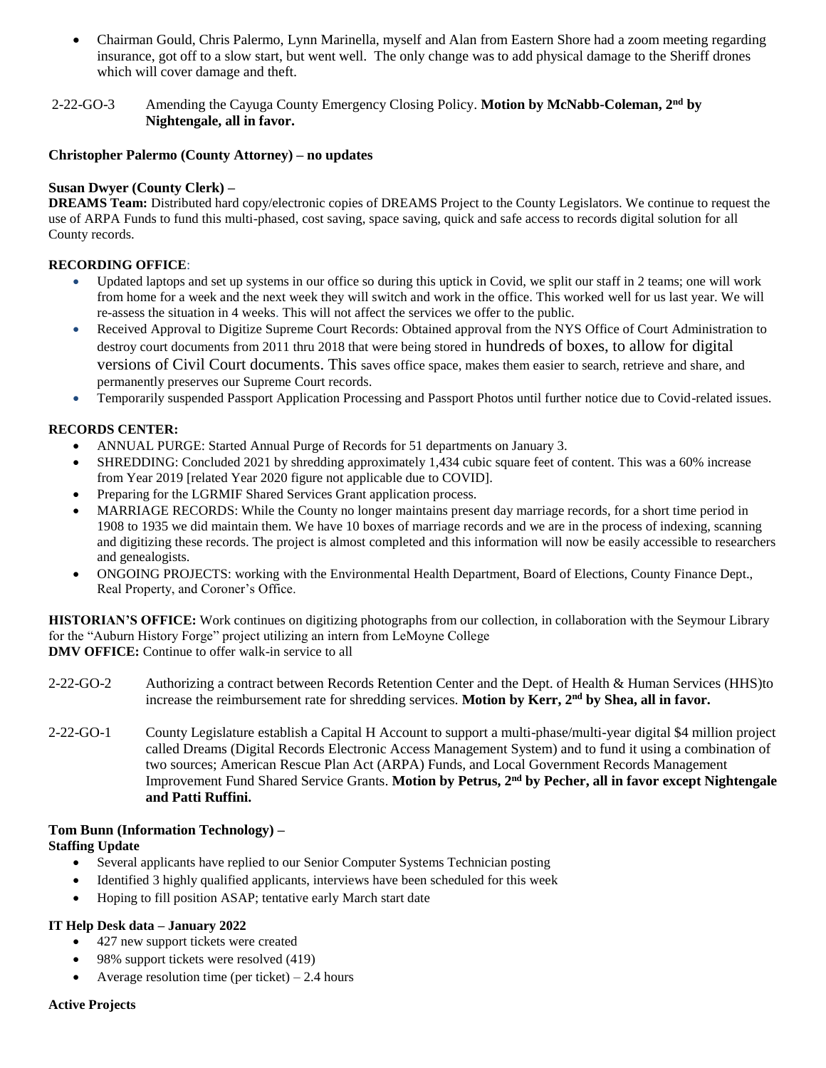- Chairman Gould, Chris Palermo, Lynn Marinella, myself and Alan from Eastern Shore had a zoom meeting regarding insurance, got off to a slow start, but went well. The only change was to add physical damage to the Sheriff drones which will cover damage and theft.

2-22-GO-3 Amending the Cayuga County Emergency Closing Policy. **Motion by McNabb-Coleman, 2nd by Nightengale, all in favor.**

**Christopher Palermo (County Attorney) – no updates**

**Susan Dwyer (County Clerk) –**

**DREAMS Team:** Distributed hard copy/electronic copies of DREAMS Project to the County Legislators. We continue to request the use of ARPA Funds to fund this multi-phased, cost saving, space saving, quick and safe access to records digital solution for all County records.

**RECORDING OFFICE**:

- Updated laptops and set up systems in our office so during this uptick in Covid, we split our staff in 2 teams; one will work from home for a week and the next week they will switch and work in the office. This worked well for us last year. We will re-assess the situation in 4 weeks. This will not affect the services we offer to the public.
- Received Approval to Digitize Supreme Court Records: Obtained approval from the NYS Office of Court Administration to destroy court documents from 2011 thru 2018 that were being stored in hundreds of boxes, to allow for digital versions of Civil Court documents. This saves office space, makes them easier to search, retrieve and share, and permanently preserves our Supreme Court records.
- Temporarily suspended Passport Application Processing and Passport Photos until further notice due to Covid-related issues.

**RECORDS CENTER:**

- ANNUAL PURGE: Started Annual Purge of Records for 51 departments on January 3.
- SHREDDING: Concluded 2021 by shredding approximately 1,434 cubic square feet of content. This was a 60% increase from Year 2019 [related Year 2020 figure not applicable due to COVID].
- Preparing for the LGRMIF Shared Services Grant application process.
- MARRIAGE RECORDS: While the County no longer maintains present day marriage records, for a short time period in 1908 to 1935 we did maintain them. We have 10 boxes of marriage records and we are in the process of indexing, scanning and digitizing these records. The project is almost completed and this information will now be easily accessible to researchers and genealogists.
- ONGOING PROJECTS: working with the Environmental Health Department, Board of Elections, County Finance Dept., Real Property, and Coroner's Office.

**HISTORIAN'S OFFICE:** Work continues on digitizing photographs from our collection, in collaboration with the Seymour Library for the "Auburn History Forge" project utilizing an intern from LeMoyne College

**DMV OFFICE:** Continue to offer walk-in service to all

2-22-GO-2 Authorizing a contract between Records Retention Center and the Dept. of Health & Human Services (HHS)to increase the reimbursement rate for shredding services. **Motion by Kerr, 2nd by Shea, all in favor.**

2-22-GO-1 County Legislature establish a Capital H Account to support a multi-phase/multi-year digital $4 million project called Dreams (Digital Records Electronic Access Management System) and to fund it using a combination of two sources; American Rescue Plan Act (ARPA) Funds, and Local Government Records Management Improvement Fund Shared Service Grants. **Motion by Petrus, 2nd by Pecher, all in favor except Nightengale and Patti Ruffini.**

**Tom Bunn (Information Technology) –**

**Staffing Update**

- Several applicants have replied to our Senior Computer Systems Technician posting
- Identified 3 highly qualified applicants, interviews have been scheduled for this week
- Hoping to fill position ASAP; tentative early March start date

**IT Help Desk data – January 2022**

- 427 new support tickets were created
- 98% support tickets were resolved (419)
- Average resolution time (per ticket) – 2.4 hours

**Active Projects**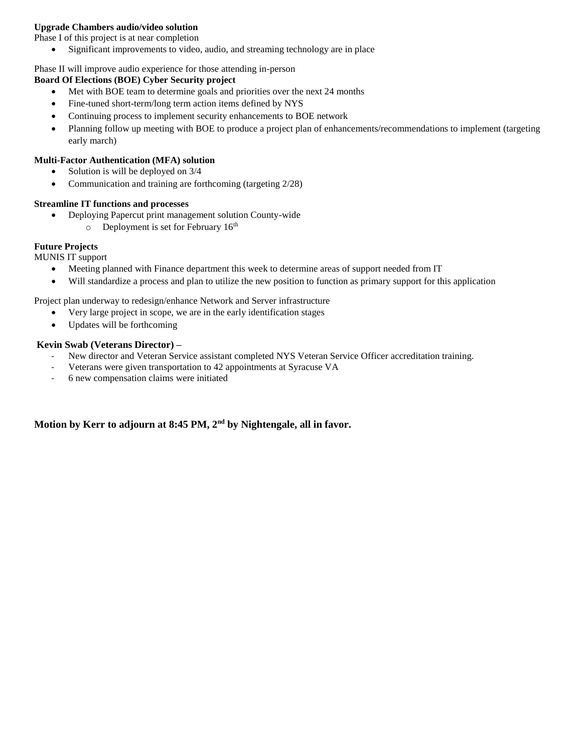**Upgrade Chambers audio/video solution**

Phase I of this project is at near completion

- Significant improvements to video, audio, and streaming technology are in place

Phase II will improve audio experience for those attending in-person

**Board Of Elections (BOE) Cyber Security project**

- Met with BOE team to determine goals and priorities over the next 24 months
- Fine-tuned short-term/long term action items defined by NYS
- Continuing process to implement security enhancements to BOE network
- Planning follow up meeting with BOE to produce a project plan of enhancements/recommendations to implement (targeting early march)

**Multi-Factor Authentication (MFA) solution**

- Solution is will be deployed on 3/4
- Communication and training are forthcoming (targeting 2/28)

**Streamline IT functions and processes**

- Deploying Papercut print management solution County-wide
  - Deployment is set for February 16th

**Future Projects**

MUNIS IT support

- Meeting planned with Finance department this week to determine areas of support needed from IT
- Will standardize a process and plan to utilize the new position to function as primary support for this application

Project plan underway to redesign/enhance Network and Server infrastructure

- Very large project in scope, we are in the early identification stages
- Updates will be forthcoming

**Kevin Swab (Veterans Director) –**

- New director and Veteran Service assistant completed NYS Veteran Service Officer accreditation training.
- Veterans were given transportation to 42 appointments at Syracuse VA
- 6 new compensation claims were initiated

**Motion by Kerr to adjourn at 8:45 PM, 2nd by Nightengale, all in favor.**